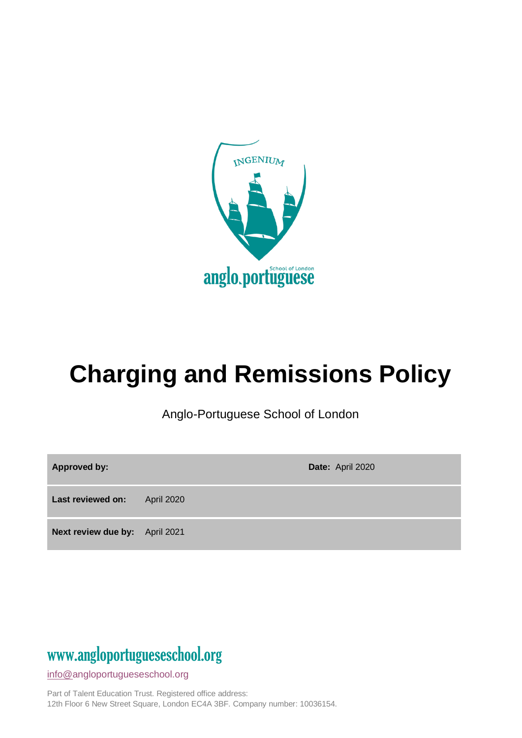# Charging and Remissions Policy

Anglo-Portuguese School of London

| **Approved by:** | | **Date:** April 2020 |
|---|---|---|
| **Last reviewed on:** | April 2020 | |
| **Next review due by:** | April 2021 | |

www.angloportugueseschool.org

info@angloportugueseschool.org

Part of Talent Education Trust. Registered office address:
12th Floor 6 New Street Square, London EC4A 3BF. Company number: 10036154.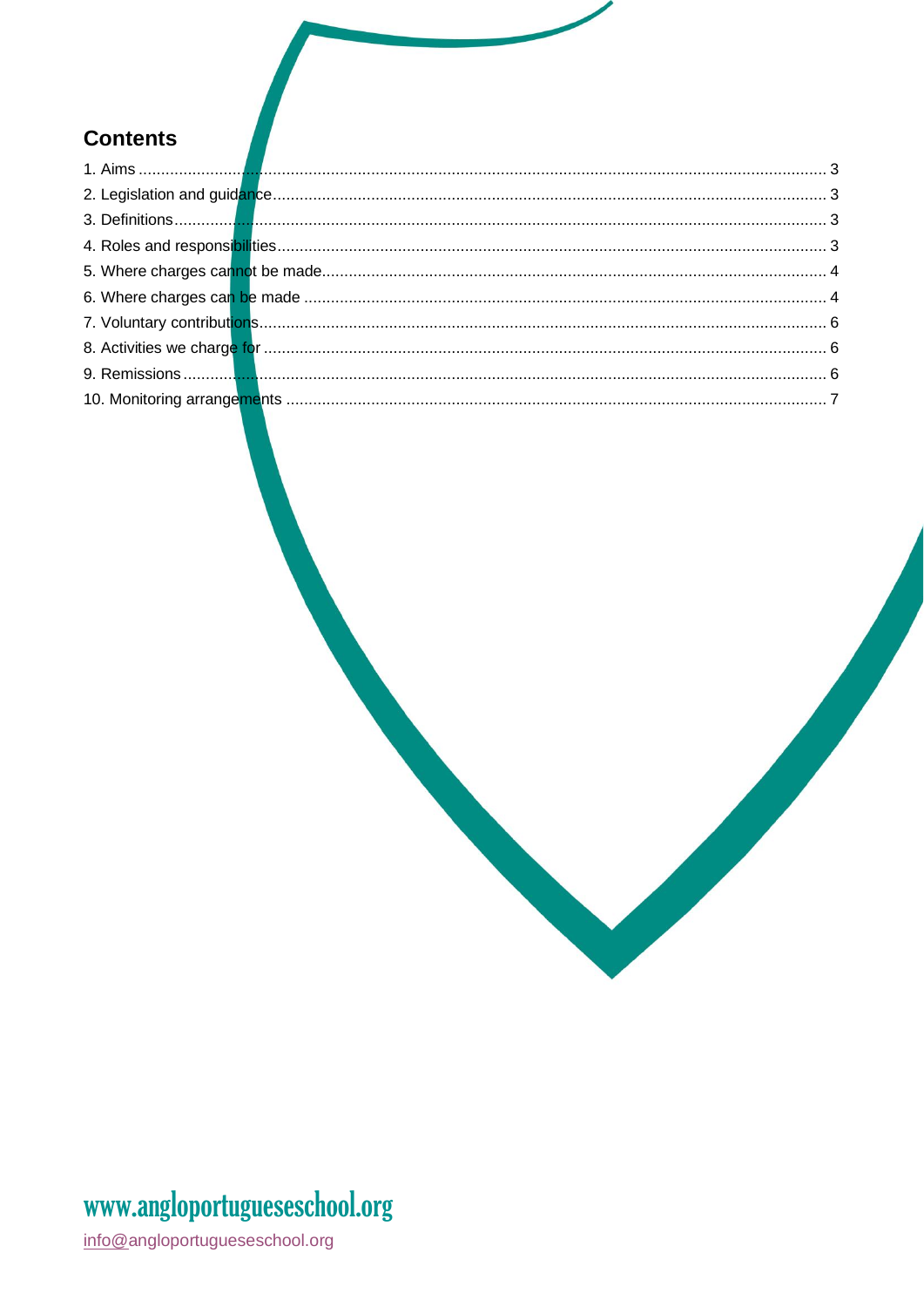## Contents

1. Aims ........ 3
2. Legislation and guidance ........ 3
3. Definitions ........ 3
4. Roles and responsibilities ........ 3
5. Where charges cannot be made ........ 4
6. Where charges can be made ........ 4
7. Voluntary contributions ........ 6
8. Activities we charge for ........ 6
9. Remissions ........ 6
10. Monitoring arrangements ........ 7

www.angloportugueseschool.org

info@angloportugueseschool.org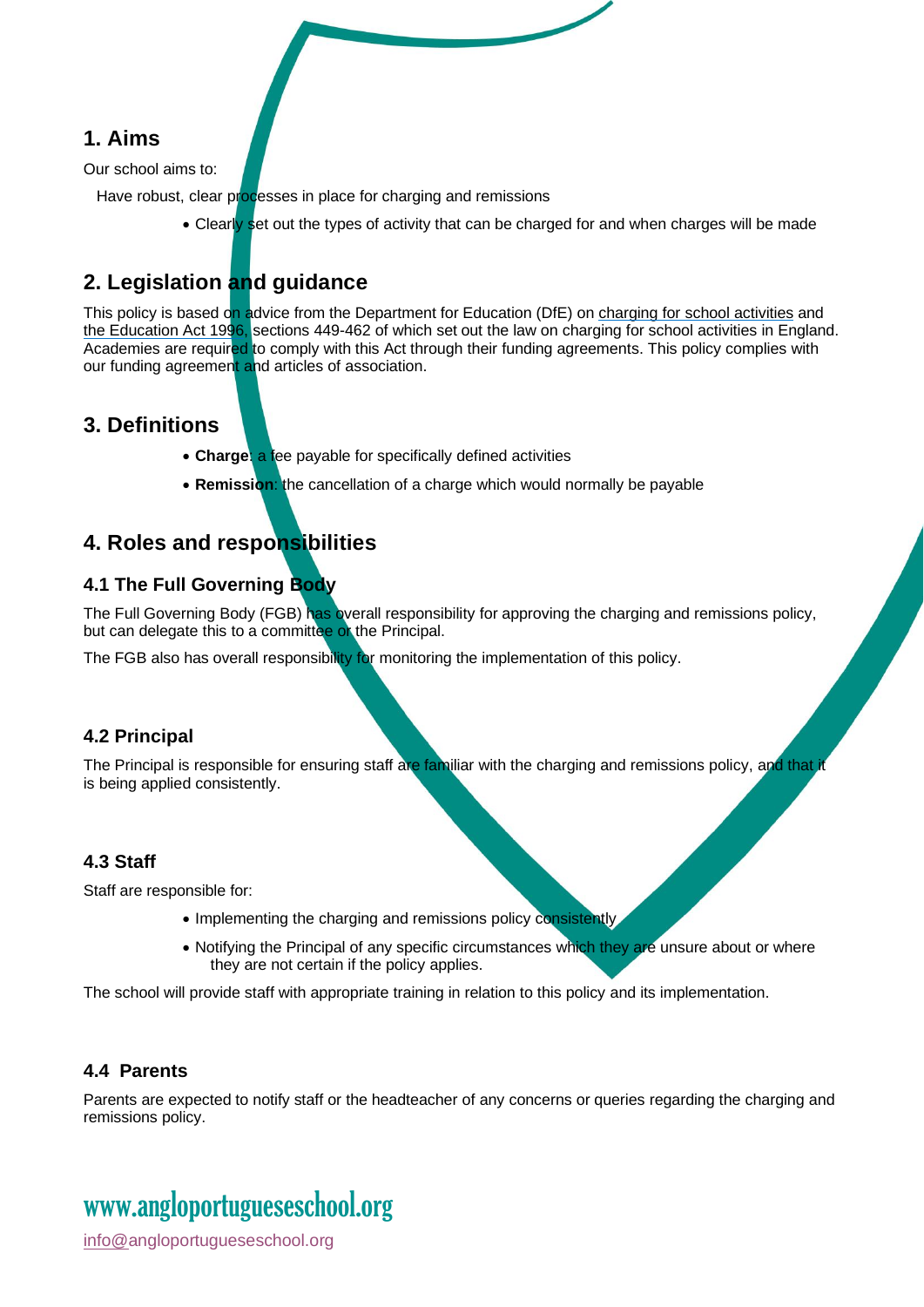## 1. Aims

Our school aims to:

Have robust, clear processes in place for charging and remissions

- Clearly set out the types of activity that can be charged for and when charges will be made

## 2. Legislation and guidance

This policy is based on advice from the Department for Education (DfE) on charging for school activities and the Education Act 1996, sections 449-462 of which set out the law on charging for school activities in England. Academies are required to comply with this Act through their funding agreements. This policy complies with our funding agreement and articles of association.

## 3. Definitions

- **Charge**: a fee payable for specifically defined activities
- **Remission**: the cancellation of a charge which would normally be payable

## 4. Roles and responsibilities

### 4.1 The Full Governing Body

The Full Governing Body (FGB) has overall responsibility for approving the charging and remissions policy, but can delegate this to a committee or the Principal.

The FGB also has overall responsibility for monitoring the implementation of this policy.

### 4.2 Principal

The Principal is responsible for ensuring staff are familiar with the charging and remissions policy, and that it is being applied consistently.

### 4.3 Staff

Staff are responsible for:

- Implementing the charging and remissions policy consistently
- Notifying the Principal of any specific circumstances which they are unsure about or where they are not certain if the policy applies.

The school will provide staff with appropriate training in relation to this policy and its implementation.

### 4.4 Parents

Parents are expected to notify staff or the headteacher of any concerns or queries regarding the charging and remissions policy.

www.angloportugueseschool.org

info@angloportugueseschool.org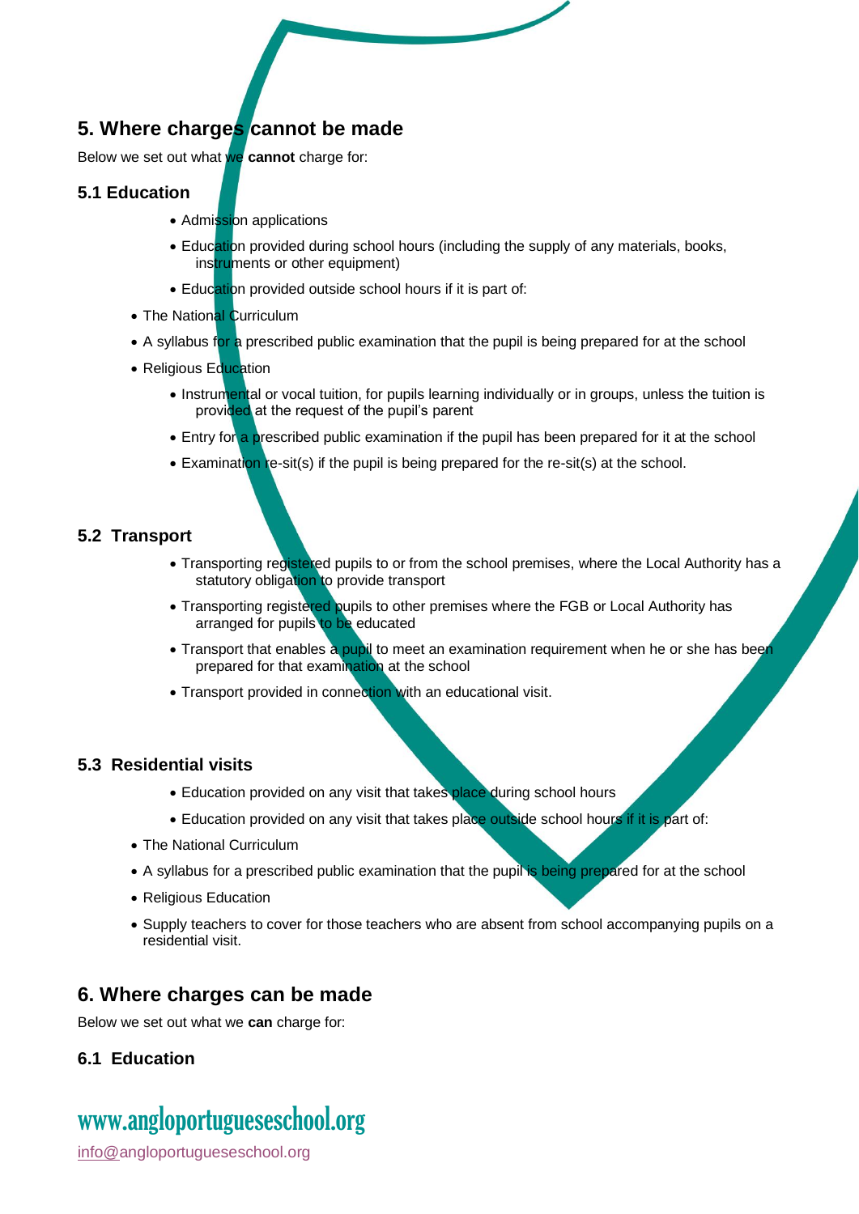## 5. Where charges cannot be made

Below we set out what we **cannot** charge for:

### 5.1 Education

- Admission applications
- Education provided during school hours (including the supply of any materials, books, instruments or other equipment)
- Education provided outside school hours if it is part of:
  - The National Curriculum
  - A syllabus for a prescribed public examination that the pupil is being prepared for at the school
  - Religious Education
- Instrumental or vocal tuition, for pupils learning individually or in groups, unless the tuition is provided at the request of the pupil's parent
- Entry for a prescribed public examination if the pupil has been prepared for it at the school
- Examination re-sit(s) if the pupil is being prepared for the re-sit(s) at the school.

### 5.2 Transport

- Transporting registered pupils to or from the school premises, where the Local Authority has a statutory obligation to provide transport
- Transporting registered pupils to other premises where the FGB or Local Authority has arranged for pupils to be educated
- Transport that enables a pupil to meet an examination requirement when he or she has been prepared for that examination at the school
- Transport provided in connection with an educational visit.

### 5.3 Residential visits

- Education provided on any visit that takes place during school hours
- Education provided on any visit that takes place outside school hours if it is part of:
  - The National Curriculum
  - A syllabus for a prescribed public examination that the pupil is being prepared for at the school
  - Religious Education
  - Supply teachers to cover for those teachers who are absent from school accompanying pupils on a residential visit.

## 6. Where charges can be made

Below we set out what we **can** charge for:

### 6.1 Education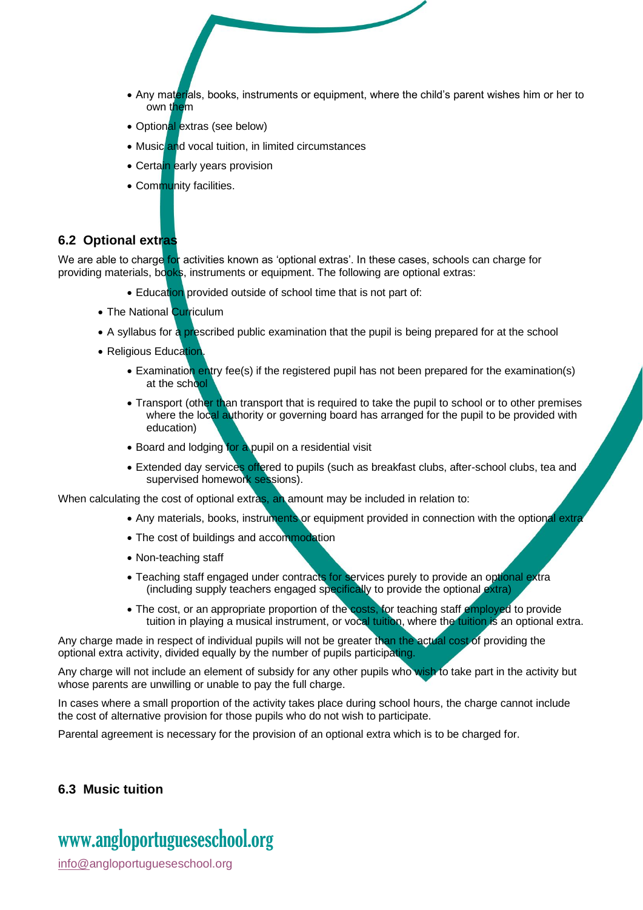- Any materials, books, instruments or equipment, where the child's parent wishes him or her to own them
- Optional extras (see below)
- Music and vocal tuition, in limited circumstances
- Certain early years provision
- Community facilities.

## 6.2 Optional extras

We are able to charge for activities known as 'optional extras'. In these cases, schools can charge for providing materials, books, instruments or equipment. The following are optional extras:

- Education provided outside of school time that is not part of:
  - The National Curriculum
  - A syllabus for a prescribed public examination that the pupil is being prepared for at the school
  - Religious Education.
- Examination entry fee(s) if the registered pupil has not been prepared for the examination(s) at the school
- Transport (other than transport that is required to take the pupil to school or to other premises where the local authority or governing board has arranged for the pupil to be provided with education)
- Board and lodging for a pupil on a residential visit
- Extended day services offered to pupils (such as breakfast clubs, after-school clubs, tea and supervised homework sessions).

When calculating the cost of optional extras, an amount may be included in relation to:

- Any materials, books, instruments or equipment provided in connection with the optional extra
- The cost of buildings and accommodation
- Non-teaching staff
- Teaching staff engaged under contracts for services purely to provide an optional extra (including supply teachers engaged specifically to provide the optional extra)
- The cost, or an appropriate proportion of the costs, for teaching staff employed to provide tuition in playing a musical instrument, or vocal tuition, where the tuition is an optional extra.

Any charge made in respect of individual pupils will not be greater than the actual cost of providing the optional extra activity, divided equally by the number of pupils participating.

Any charge will not include an element of subsidy for any other pupils who wish to take part in the activity but whose parents are unwilling or unable to pay the full charge.

In cases where a small proportion of the activity takes place during school hours, the charge cannot include the cost of alternative provision for those pupils who do not wish to participate.

Parental agreement is necessary for the provision of an optional extra which is to be charged for.

## 6.3 Music tuition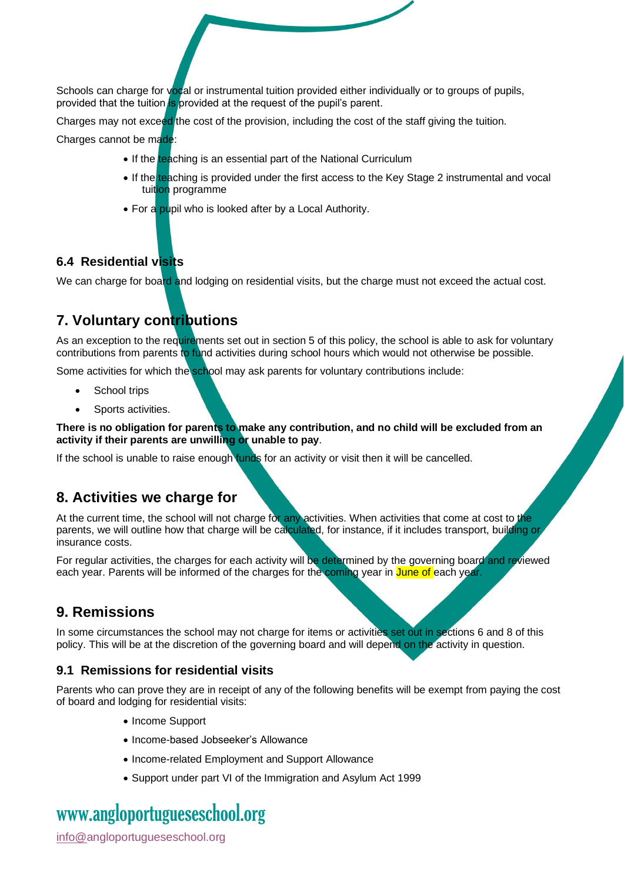Schools can charge for vocal or instrumental tuition provided either individually or to groups of pupils, provided that the tuition is provided at the request of the pupil's parent.

Charges may not exceed the cost of the provision, including the cost of the staff giving the tuition.

Charges cannot be made:

- If the teaching is an essential part of the National Curriculum
- If the teaching is provided under the first access to the Key Stage 2 instrumental and vocal tuition programme
- For a pupil who is looked after by a Local Authority.

### 6.4 Residential visits

We can charge for board and lodging on residential visits, but the charge must not exceed the actual cost.

## 7. Voluntary contributions

As an exception to the requirements set out in section 5 of this policy, the school is able to ask for voluntary contributions from parents to fund activities during school hours which would not otherwise be possible.

Some activities for which the school may ask parents for voluntary contributions include:

- School trips
- Sports activities.

**There is no obligation for parents to make any contribution, and no child will be excluded from an activity if their parents are unwilling or unable to pay**.

If the school is unable to raise enough funds for an activity or visit then it will be cancelled.

## 8. Activities we charge for

At the current time, the school will not charge for any activities. When activities that come at cost to the parents, we will outline how that charge will be calculated, for instance, if it includes transport, building or insurance costs.

For regular activities, the charges for each activity will be determined by the governing board and reviewed each year. Parents will be informed of the charges for the coming year in June of each year.

## 9. Remissions

In some circumstances the school may not charge for items or activities set out in sections 6 and 8 of this policy. This will be at the discretion of the governing board and will depend on the activity in question.

### 9.1 Remissions for residential visits

Parents who can prove they are in receipt of any of the following benefits will be exempt from paying the cost of board and lodging for residential visits:

- Income Support
- Income-based Jobseeker's Allowance
- Income-related Employment and Support Allowance
- Support under part VI of the Immigration and Asylum Act 1999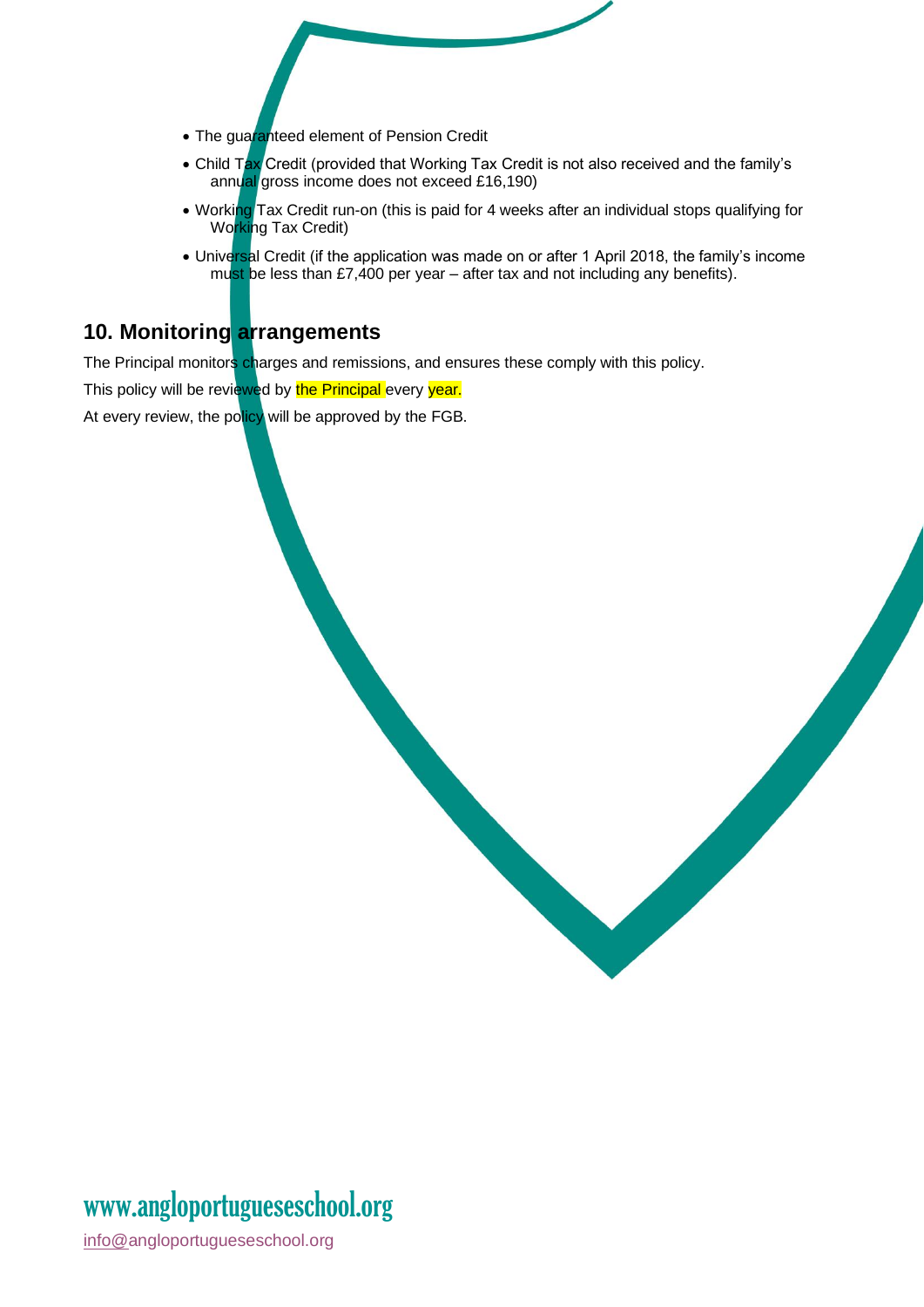- The guaranteed element of Pension Credit
- Child Tax Credit (provided that Working Tax Credit is not also received and the family's annual gross income does not exceed £16,190)
- Working Tax Credit run-on (this is paid for 4 weeks after an individual stops qualifying for Working Tax Credit)
- Universal Credit (if the application was made on or after 1 April 2018, the family's income must be less than £7,400 per year – after tax and not including any benefits).

## 10. Monitoring arrangements

The Principal monitors charges and remissions, and ensures these comply with this policy.

This policy will be reviewed by the Principal every year.

At every review, the policy will be approved by the FGB.

www.angloportugueseschool.org

info@angloportugueseschool.org